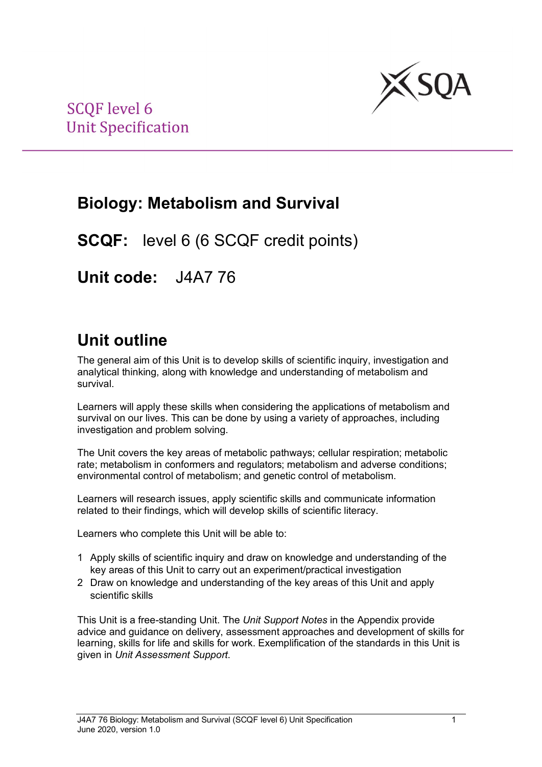SCQF level 6
Unit Specification

# Biology: Metabolism and Survival

## SCQF: level 6 (6 SCQF credit points)

## Unit code: J4A7 76

## Unit outline

The general aim of this Unit is to develop skills of scientific inquiry, investigation and analytical thinking, along with knowledge and understanding of metabolism and survival.

Learners will apply these skills when considering the applications of metabolism and survival on our lives. This can be done by using a variety of approaches, including investigation and problem solving.

The Unit covers the key areas of metabolic pathways; cellular respiration; metabolic rate; metabolism in conformers and regulators; metabolism and adverse conditions; environmental control of metabolism; and genetic control of metabolism.

Learners will research issues, apply scientific skills and communicate information related to their findings, which will develop skills of scientific literacy.

Learners who complete this Unit will be able to:

1. Apply skills of scientific inquiry and draw on knowledge and understanding of the key areas of this Unit to carry out an experiment/practical investigation
2. Draw on knowledge and understanding of the key areas of this Unit and apply scientific skills

This Unit is a free-standing Unit. The *Unit Support Notes* in the Appendix provide advice and guidance on delivery, assessment approaches and development of skills for learning, skills for life and skills for work. Exemplification of the standards in this Unit is given in *Unit Assessment Support*.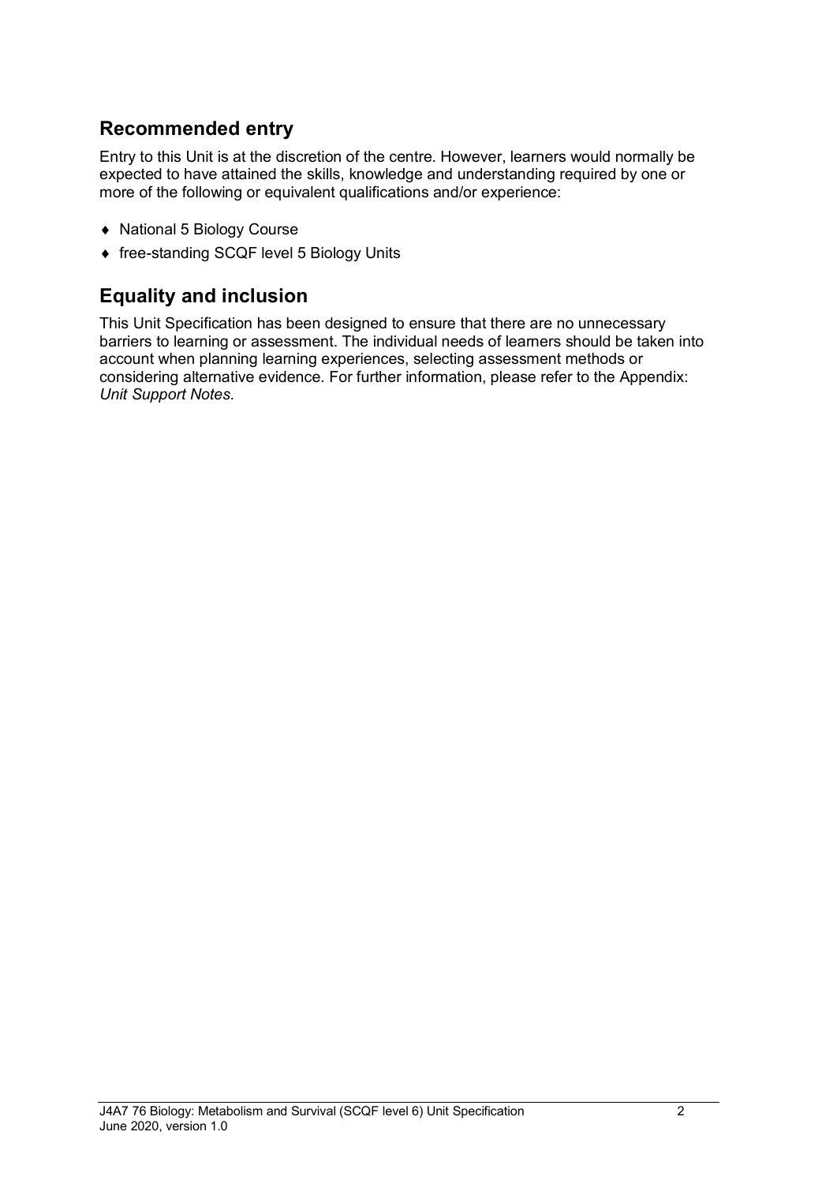## Recommended entry

Entry to this Unit is at the discretion of the centre. However, learners would normally be expected to have attained the skills, knowledge and understanding required by one or more of the following or equivalent qualifications and/or experience:

- National 5 Biology Course
- free-standing SCQF level 5 Biology Units

## Equality and inclusion

This Unit Specification has been designed to ensure that there are no unnecessary barriers to learning or assessment. The individual needs of learners should be taken into account when planning learning experiences, selecting assessment methods or considering alternative evidence. For further information, please refer to the Appendix: *Unit Support Notes.*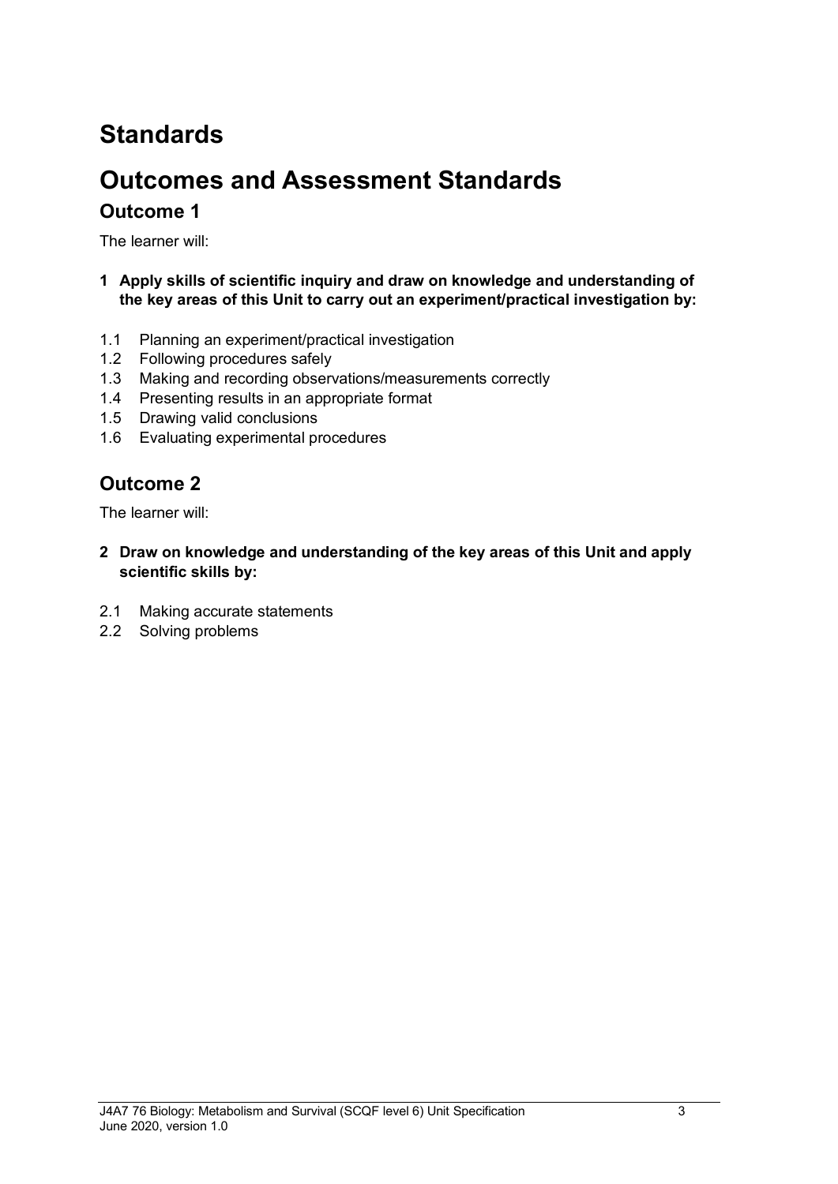# Standards

# Outcomes and Assessment Standards

## Outcome 1

The learner will:

**1 Apply skills of scientific inquiry and draw on knowledge and understanding of the key areas of this Unit to carry out an experiment/practical investigation by:**

1.1 Planning an experiment/practical investigation
1.2 Following procedures safely
1.3 Making and recording observations/measurements correctly
1.4 Presenting results in an appropriate format
1.5 Drawing valid conclusions
1.6 Evaluating experimental procedures

## Outcome 2

The learner will:

**2 Draw on knowledge and understanding of the key areas of this Unit and apply scientific skills by:**

2.1 Making accurate statements
2.2 Solving problems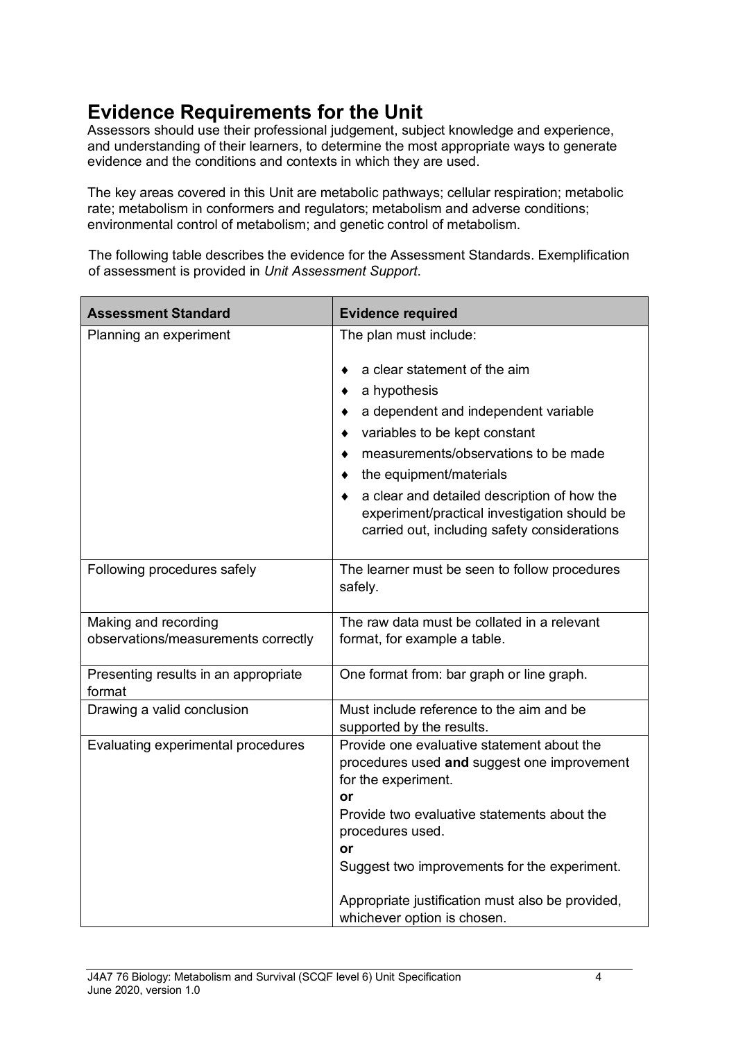## Evidence Requirements for the Unit

Assessors should use their professional judgement, subject knowledge and experience, and understanding of their learners, to determine the most appropriate ways to generate evidence and the conditions and contexts in which they are used.

The key areas covered in this Unit are metabolic pathways; cellular respiration; metabolic rate; metabolism in conformers and regulators; metabolism and adverse conditions; environmental control of metabolism; and genetic control of metabolism.

The following table describes the evidence for the Assessment Standards. Exemplification of assessment is provided in *Unit Assessment Support*.

| Assessment Standard | Evidence required |
|---|---|
| Planning an experiment | The plan must include:<br><br>♦ a clear statement of the aim<br>♦ a hypothesis<br>♦ a dependent and independent variable<br>♦ variables to be kept constant<br>♦ measurements/observations to be made<br>♦ the equipment/materials<br>♦ a clear and detailed description of how the experiment/practical investigation should be carried out, including safety considerations |
| Following procedures safely | The learner must be seen to follow procedures safely. |
| Making and recording observations/measurements correctly | The raw data must be collated in a relevant format, for example a table. |
| Presenting results in an appropriate format | One format from: bar graph or line graph. |
| Drawing a valid conclusion | Must include reference to the aim and be supported by the results. |
| Evaluating experimental procedures | Provide one evaluative statement about the procedures used **and** suggest one improvement for the experiment.<br>**or**<br>Provide two evaluative statements about the procedures used.<br>**or**<br>Suggest two improvements for the experiment.<br><br>Appropriate justification must also be provided, whichever option is chosen. |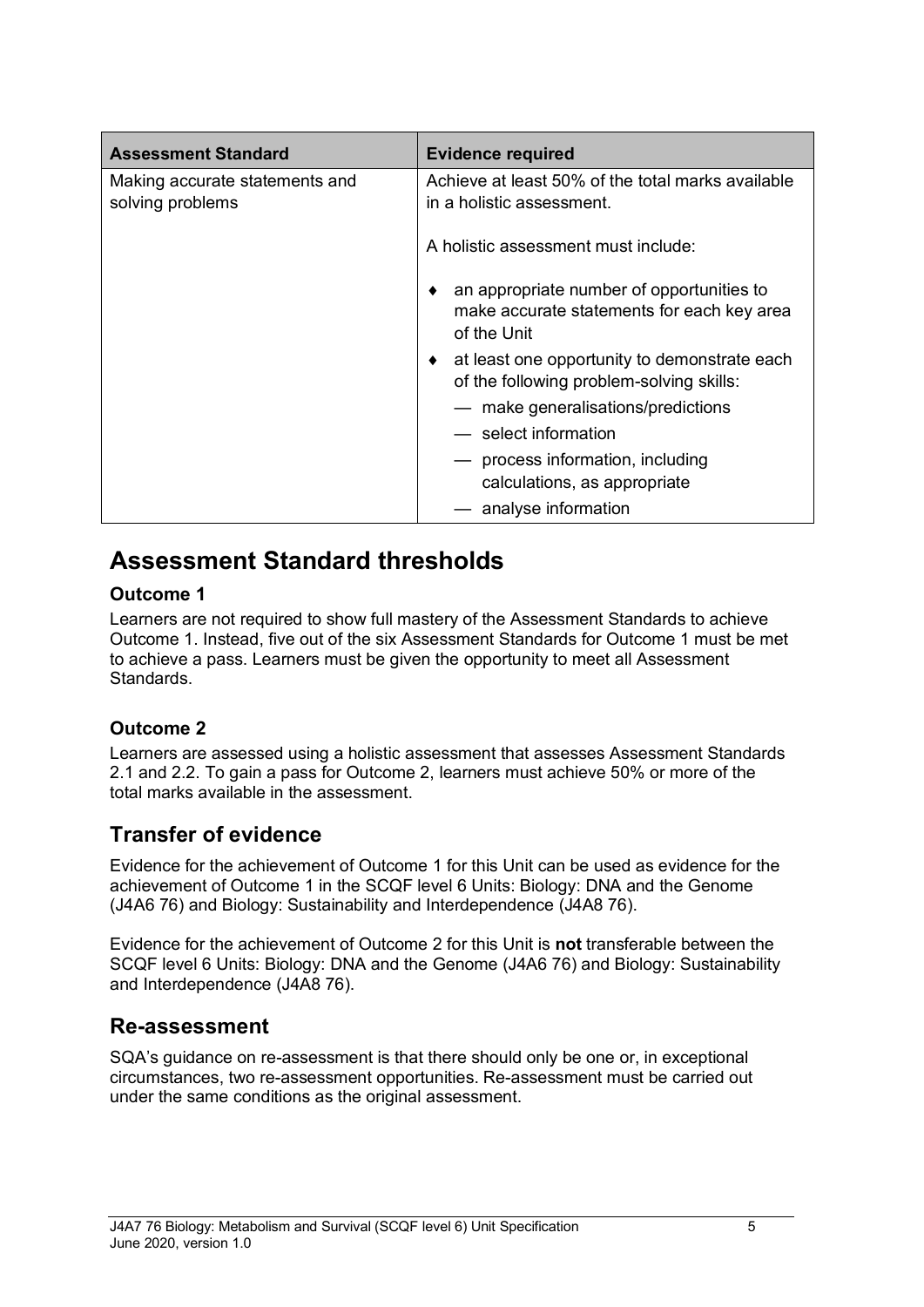| Assessment Standard | Evidence required |
|---|---|
| Making accurate statements and solving problems | Achieve at least 50% of the total marks available in a holistic assessment.<br><br>A holistic assessment must include:<br><br>♦ an appropriate number of opportunities to make accurate statements for each key area of the Unit<br>♦ at least one opportunity to demonstrate each of the following problem-solving skills:<br>— make generalisations/predictions<br>— select information<br>— process information, including calculations, as appropriate<br>— analyse information |

## Assessment Standard thresholds

### Outcome 1

Learners are not required to show full mastery of the Assessment Standards to achieve Outcome 1. Instead, five out of the six Assessment Standards for Outcome 1 must be met to achieve a pass. Learners must be given the opportunity to meet all Assessment Standards.

### Outcome 2

Learners are assessed using a holistic assessment that assesses Assessment Standards 2.1 and 2.2. To gain a pass for Outcome 2, learners must achieve 50% or more of the total marks available in the assessment.

## Transfer of evidence

Evidence for the achievement of Outcome 1 for this Unit can be used as evidence for the achievement of Outcome 1 in the SCQF level 6 Units: Biology: DNA and the Genome (J4A6 76) and Biology: Sustainability and Interdependence (J4A8 76).

Evidence for the achievement of Outcome 2 for this Unit is **not** transferable between the SCQF level 6 Units: Biology: DNA and the Genome (J4A6 76) and Biology: Sustainability and Interdependence (J4A8 76).

## Re-assessment

SQA's guidance on re-assessment is that there should only be one or, in exceptional circumstances, two re-assessment opportunities. Re-assessment must be carried out under the same conditions as the original assessment.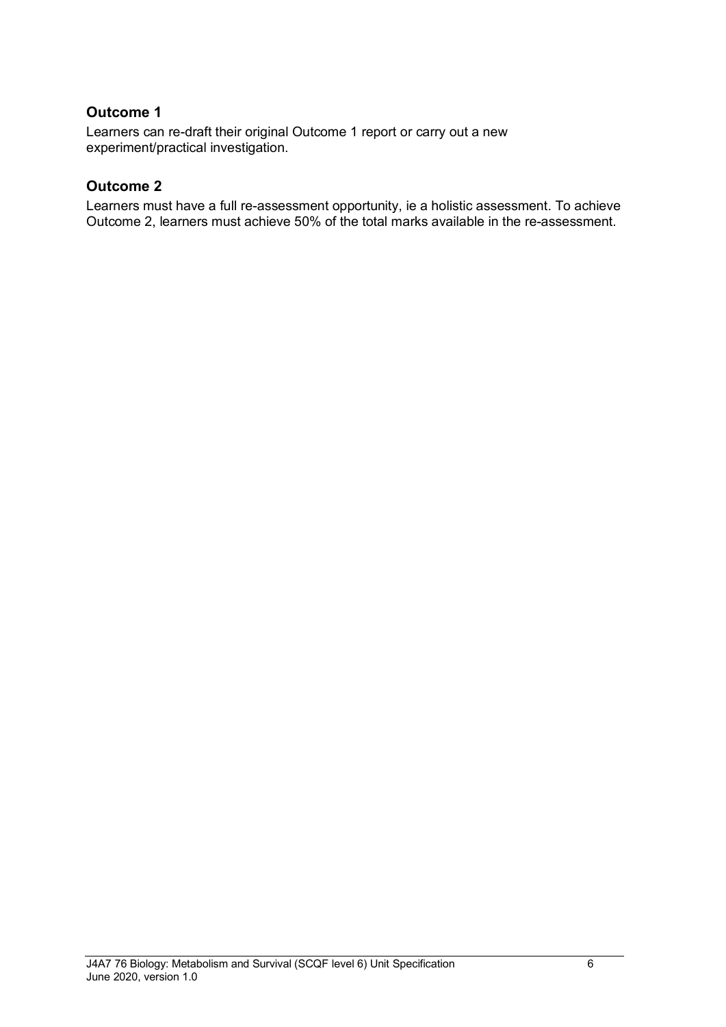### Outcome 1

Learners can re-draft their original Outcome 1 report or carry out a new experiment/practical investigation.

### Outcome 2

Learners must have a full re-assessment opportunity, ie a holistic assessment. To achieve Outcome 2, learners must achieve 50% of the total marks available in the re-assessment.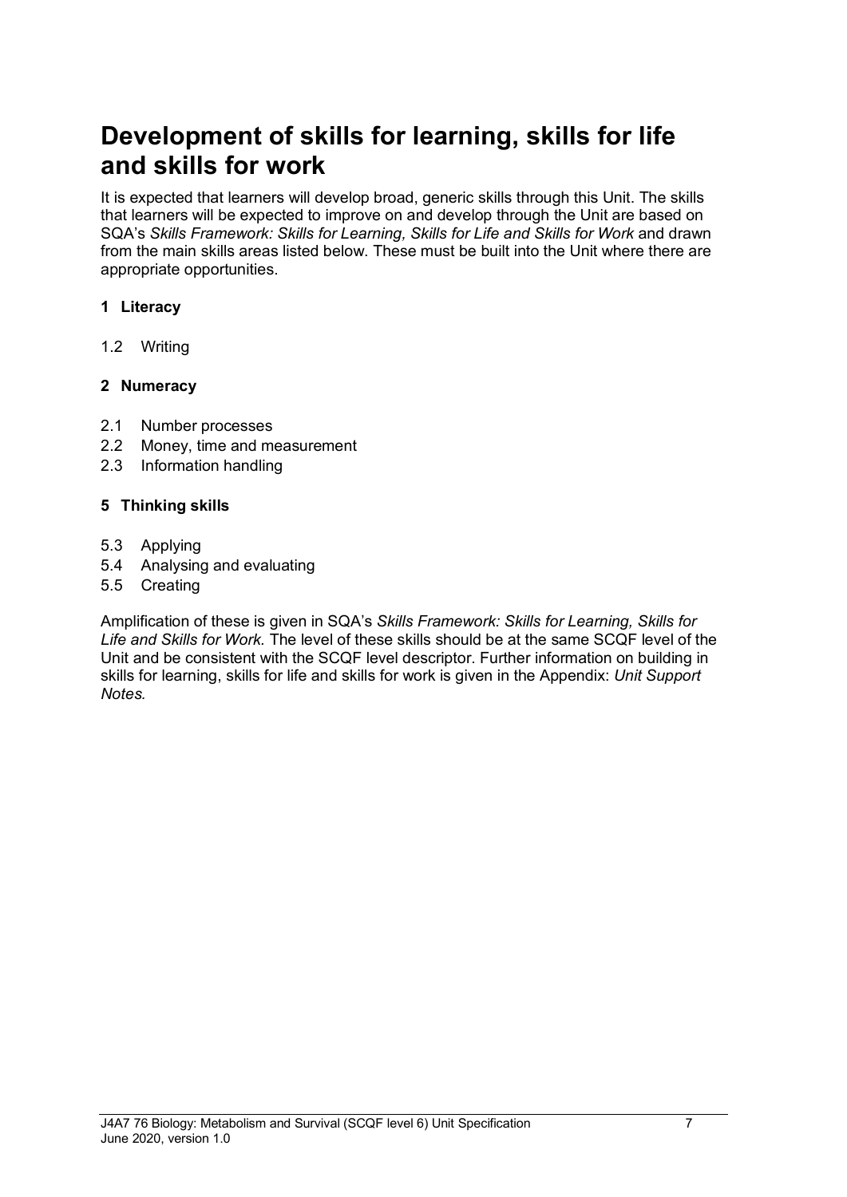# Development of skills for learning, skills for life and skills for work

It is expected that learners will develop broad, generic skills through this Unit. The skills that learners will be expected to improve on and develop through the Unit are based on SQA's *Skills Framework: Skills for Learning, Skills for Life and Skills for Work* and drawn from the main skills areas listed below. These must be built into the Unit where there are appropriate opportunities.

**1 Literacy**

1.2 Writing

**2 Numeracy**

2.1 Number processes
2.2 Money, time and measurement
2.3 Information handling

**5 Thinking skills**

5.3 Applying
5.4 Analysing and evaluating
5.5 Creating

Amplification of these is given in SQA's *Skills Framework: Skills for Learning, Skills for Life and Skills for Work.* The level of these skills should be at the same SCQF level of the Unit and be consistent with the SCQF level descriptor. Further information on building in skills for learning, skills for life and skills for work is given in the Appendix: *Unit Support Notes.*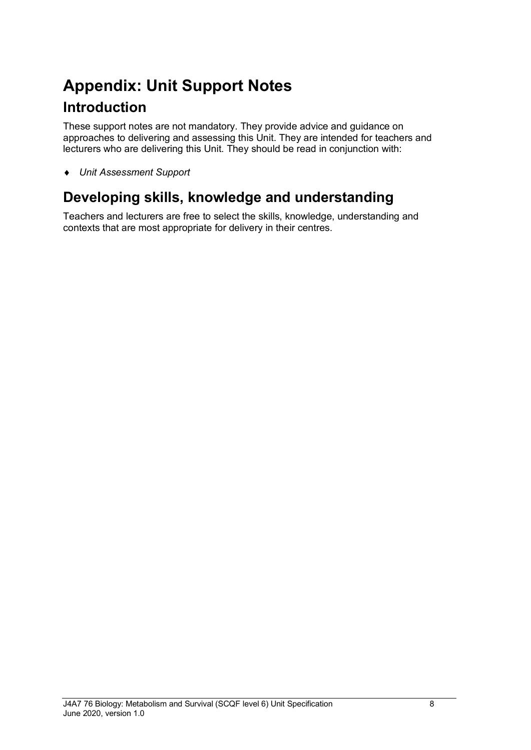# Appendix: Unit Support Notes

## Introduction

These support notes are not mandatory. They provide advice and guidance on approaches to delivering and assessing this Unit. They are intended for teachers and lecturers who are delivering this Unit. They should be read in conjunction with:

- *Unit Assessment Support*

## Developing skills, knowledge and understanding

Teachers and lecturers are free to select the skills, knowledge, understanding and contexts that are most appropriate for delivery in their centres.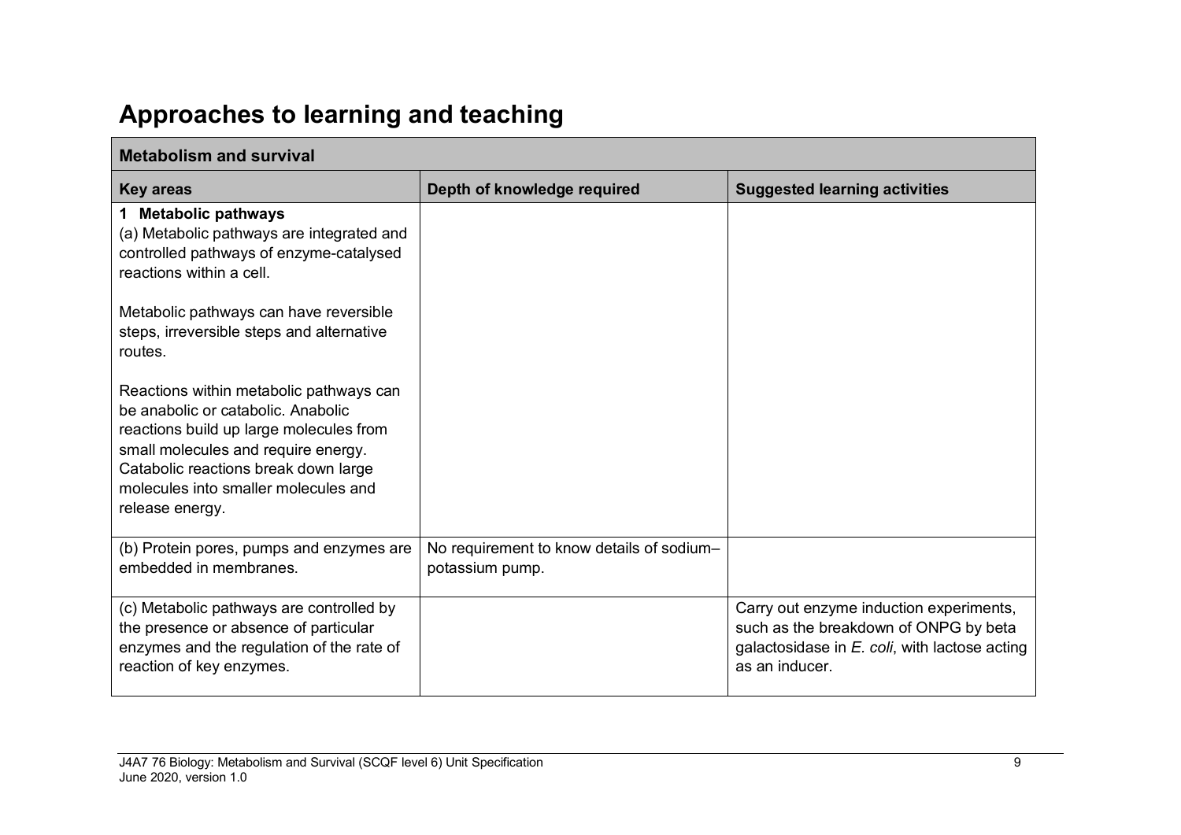# Approaches to learning and teaching

| Metabolism and survival | | |
|---|---|---|
| **Key areas** | **Depth of knowledge required** | **Suggested learning activities** |
| **1 Metabolic pathways**<br>(a) Metabolic pathways are integrated and controlled pathways of enzyme-catalysed reactions within a cell.<br><br>Metabolic pathways can have reversible steps, irreversible steps and alternative routes.<br><br>Reactions within metabolic pathways can be anabolic or catabolic. Anabolic reactions build up large molecules from small molecules and require energy. Catabolic reactions break down large molecules into smaller molecules and release energy. | | |
| (b) Protein pores, pumps and enzymes are embedded in membranes. | No requirement to know details of sodium–potassium pump. | |
| (c) Metabolic pathways are controlled by the presence or absence of particular enzymes and the regulation of the rate of reaction of key enzymes. | | Carry out enzyme induction experiments, such as the breakdown of ONPG by beta galactosidase in *E. coli*, with lactose acting as an inducer. |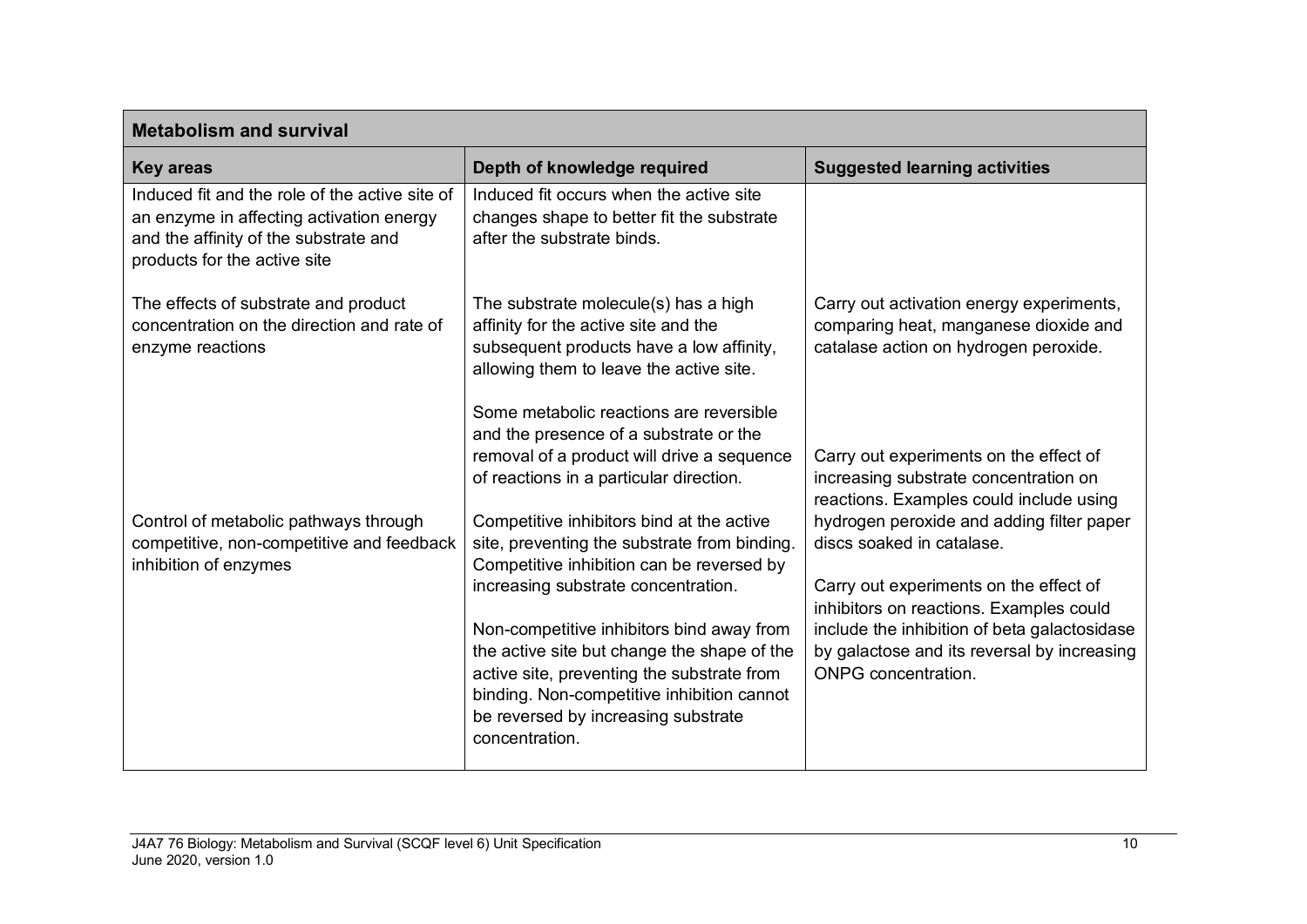| Metabolism and survival | | |
|---|---|---|
| **Key areas** | **Depth of knowledge required** | **Suggested learning activities** |
| Induced fit and the role of the active site of an enzyme in affecting activation energy and the affinity of the substrate and products for the active site | Induced fit occurs when the active site changes shape to better fit the substrate after the substrate binds. | |
| The effects of substrate and product concentration on the direction and rate of enzyme reactions | The substrate molecule(s) has a high affinity for the active site and the subsequent products have a low affinity, allowing them to leave the active site.<br><br>Some metabolic reactions are reversible and the presence of a substrate or the removal of a product will drive a sequence of reactions in a particular direction. | Carry out activation energy experiments, comparing heat, manganese dioxide and catalase action on hydrogen peroxide.<br><br>Carry out experiments on the effect of increasing substrate concentration on reactions. Examples could include using hydrogen peroxide and adding filter paper discs soaked in catalase. |
| Control of metabolic pathways through competitive, non-competitive and feedback inhibition of enzymes | Competitive inhibitors bind at the active site, preventing the substrate from binding. Competitive inhibition can be reversed by increasing substrate concentration.<br><br>Non-competitive inhibitors bind away from the active site but change the shape of the active site, preventing the substrate from binding. Non-competitive inhibition cannot be reversed by increasing substrate concentration. | Carry out experiments on the effect of inhibitors on reactions. Examples could include the inhibition of beta galactosidase by galactose and its reversal by increasing ONPG concentration. |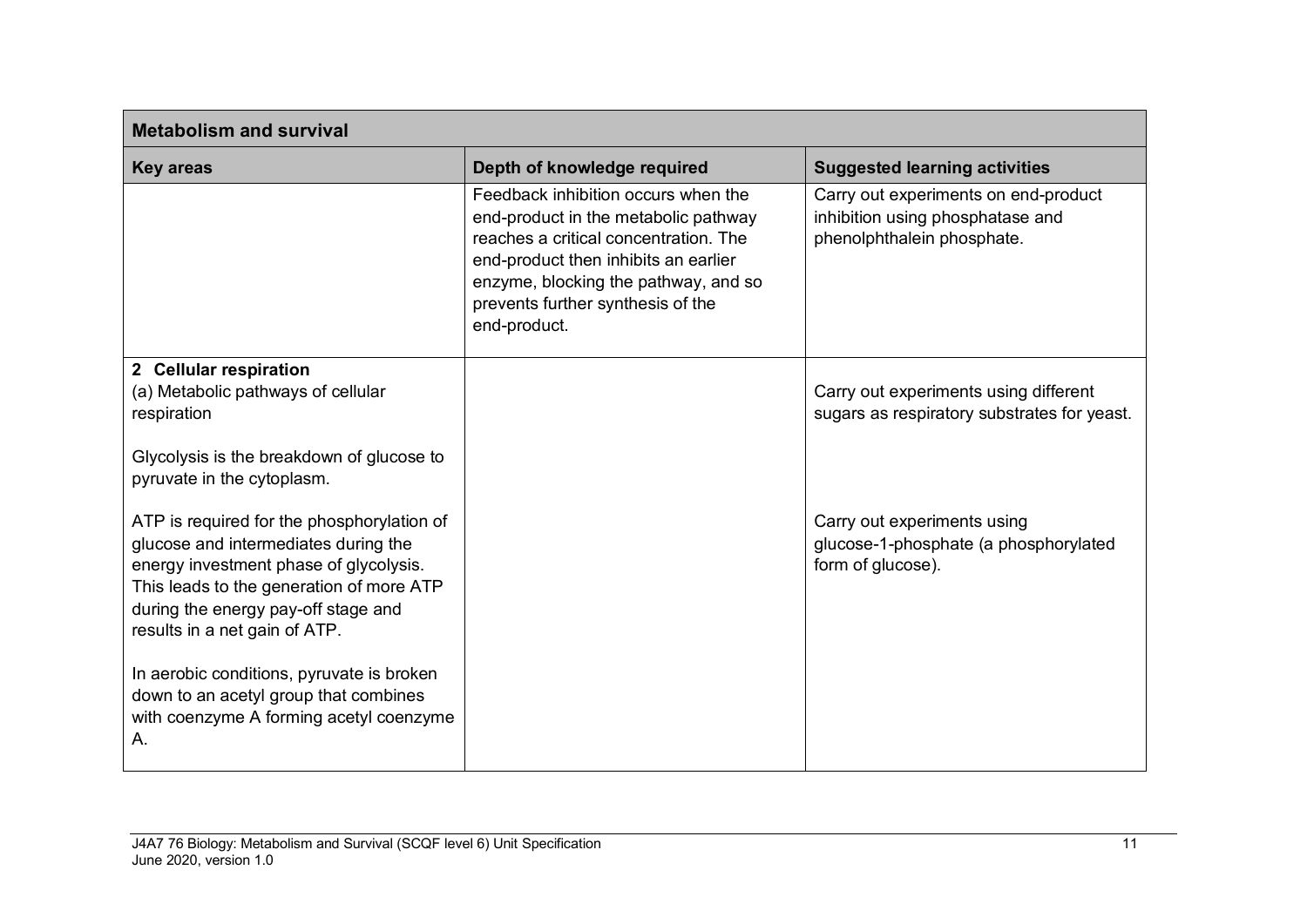| Metabolism and survival | | |
|---|---|---|
| **Key areas** | **Depth of knowledge required** | **Suggested learning activities** |
| | Feedback inhibition occurs when the end-product in the metabolic pathway reaches a critical concentration. The end-product then inhibits an earlier enzyme, blocking the pathway, and so prevents further synthesis of the end-product. | Carry out experiments on end-product inhibition using phosphatase and phenolphthalein phosphate. |
| **2 Cellular respiration**<br>(a) Metabolic pathways of cellular respiration<br><br>Glycolysis is the breakdown of glucose to pyruvate in the cytoplasm.<br><br>ATP is required for the phosphorylation of glucose and intermediates during the energy investment phase of glycolysis. This leads to the generation of more ATP during the energy pay-off stage and results in a net gain of ATP.<br><br>In aerobic conditions, pyruvate is broken down to an acetyl group that combines with coenzyme A forming acetyl coenzyme A. | | Carry out experiments using different sugars as respiratory substrates for yeast.<br><br>Carry out experiments using glucose-1-phosphate (a phosphorylated form of glucose). |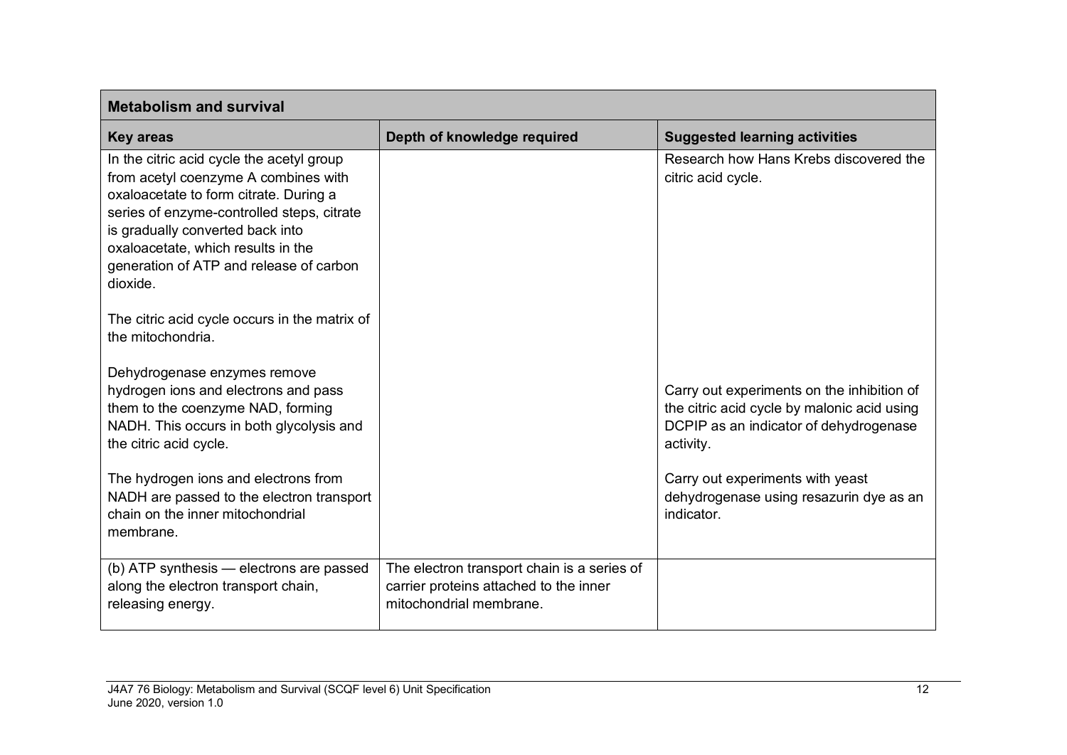| Metabolism and survival | | |
|---|---|---|
| **Key areas** | **Depth of knowledge required** | **Suggested learning activities** |
| In the citric acid cycle the acetyl group from acetyl coenzyme A combines with oxaloacetate to form citrate. During a series of enzyme-controlled steps, citrate is gradually converted back into oxaloacetate, which results in the generation of ATP and release of carbon dioxide.<br><br>The citric acid cycle occurs in the matrix of the mitochondria.<br><br>Dehydrogenase enzymes remove hydrogen ions and electrons and pass them to the coenzyme NAD, forming NADH. This occurs in both glycolysis and the citric acid cycle.<br><br>The hydrogen ions and electrons from NADH are passed to the electron transport chain on the inner mitochondrial membrane. | | Research how Hans Krebs discovered the citric acid cycle.<br><br>Carry out experiments on the inhibition of the citric acid cycle by malonic acid using DCPIP as an indicator of dehydrogenase activity.<br><br>Carry out experiments with yeast dehydrogenase using resazurin dye as an indicator. |
| (b) ATP synthesis — electrons are passed along the electron transport chain, releasing energy. | The electron transport chain is a series of carrier proteins attached to the inner mitochondrial membrane. | |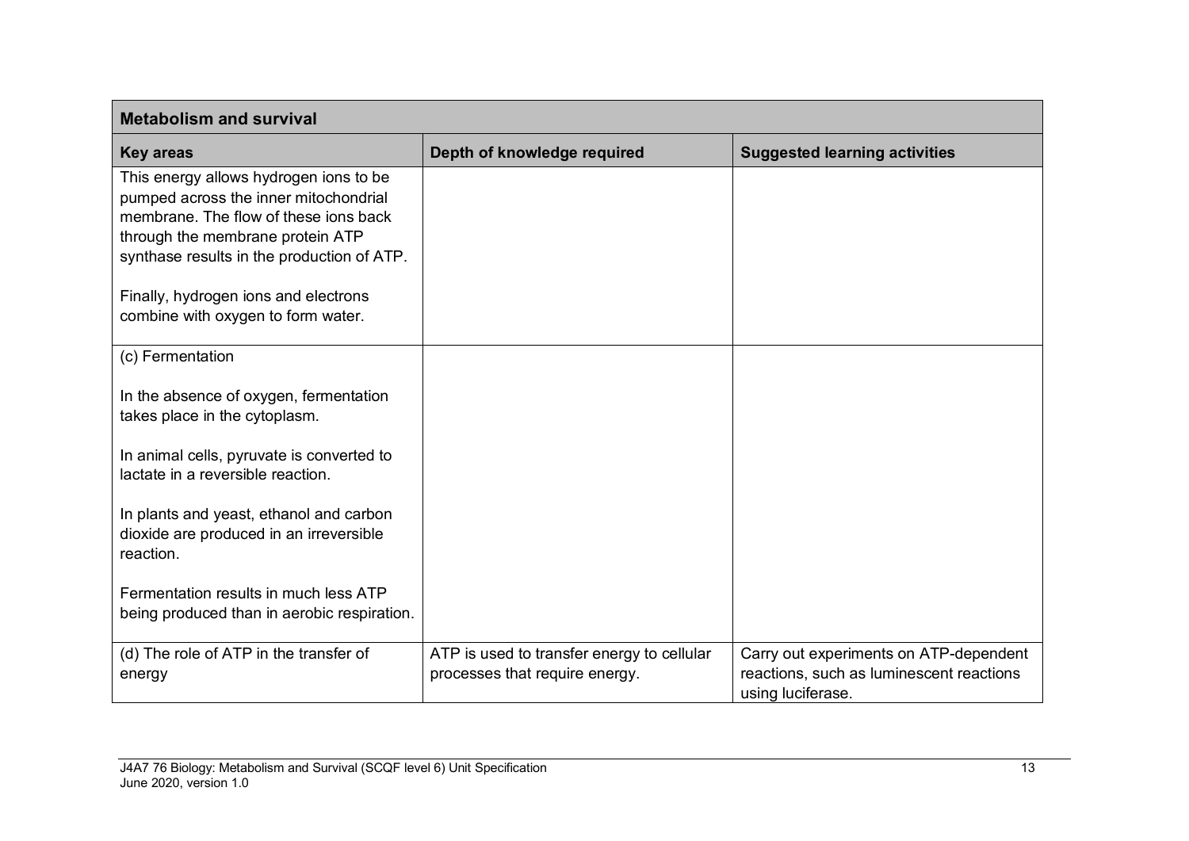| Metabolism and survival | | |
|---|---|---|
| **Key areas** | **Depth of knowledge required** | **Suggested learning activities** |
| This energy allows hydrogen ions to be pumped across the inner mitochondrial membrane. The flow of these ions back through the membrane protein ATP synthase results in the production of ATP.<br><br>Finally, hydrogen ions and electrons combine with oxygen to form water. | | |
| (c) Fermentation<br><br>In the absence of oxygen, fermentation takes place in the cytoplasm.<br><br>In animal cells, pyruvate is converted to lactate in a reversible reaction.<br><br>In plants and yeast, ethanol and carbon dioxide are produced in an irreversible reaction.<br><br>Fermentation results in much less ATP being produced than in aerobic respiration. | | |
| (d) The role of ATP in the transfer of energy | ATP is used to transfer energy to cellular processes that require energy. | Carry out experiments on ATP-dependent reactions, such as luminescent reactions using luciferase. |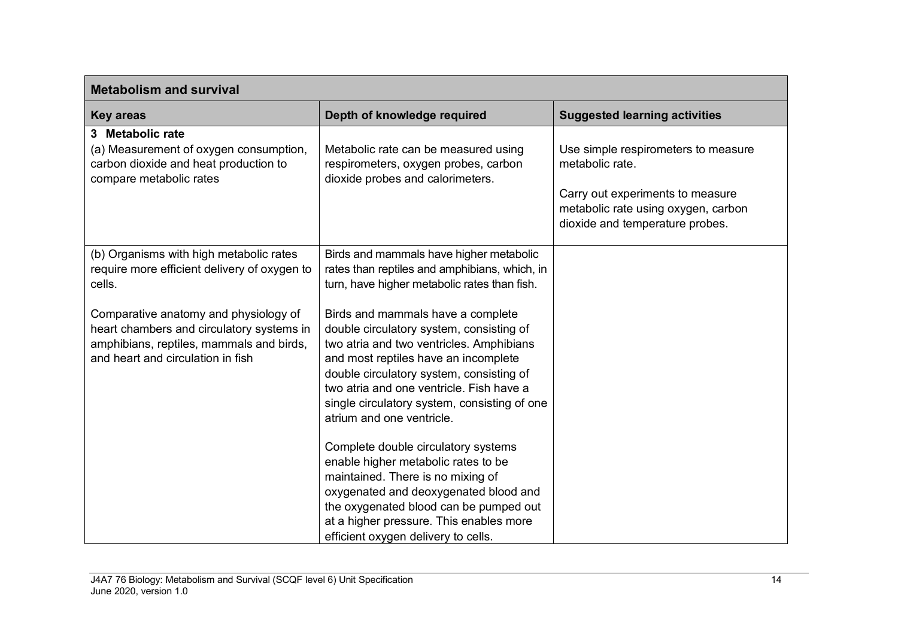| Metabolism and survival | | |
|---|---|---|
| **Key areas** | **Depth of knowledge required** | **Suggested learning activities** |
| **3 Metabolic rate**<br>(a) Measurement of oxygen consumption, carbon dioxide and heat production to compare metabolic rates | Metabolic rate can be measured using respirometers, oxygen probes, carbon dioxide probes and calorimeters. | Use simple respirometers to measure metabolic rate.<br><br>Carry out experiments to measure metabolic rate using oxygen, carbon dioxide and temperature probes. |
| (b) Organisms with high metabolic rates require more efficient delivery of oxygen to cells.<br><br>Comparative anatomy and physiology of heart chambers and circulatory systems in amphibians, reptiles, mammals and birds, and heart and circulation in fish | Birds and mammals have higher metabolic rates than reptiles and amphibians, which, in turn, have higher metabolic rates than fish.<br><br>Birds and mammals have a complete double circulatory system, consisting of two atria and two ventricles. Amphibians and most reptiles have an incomplete double circulatory system, consisting of two atria and one ventricle. Fish have a single circulatory system, consisting of one atrium and one ventricle.<br><br>Complete double circulatory systems enable higher metabolic rates to be maintained. There is no mixing of oxygenated and deoxygenated blood and the oxygenated blood can be pumped out at a higher pressure. This enables more efficient oxygen delivery to cells. | |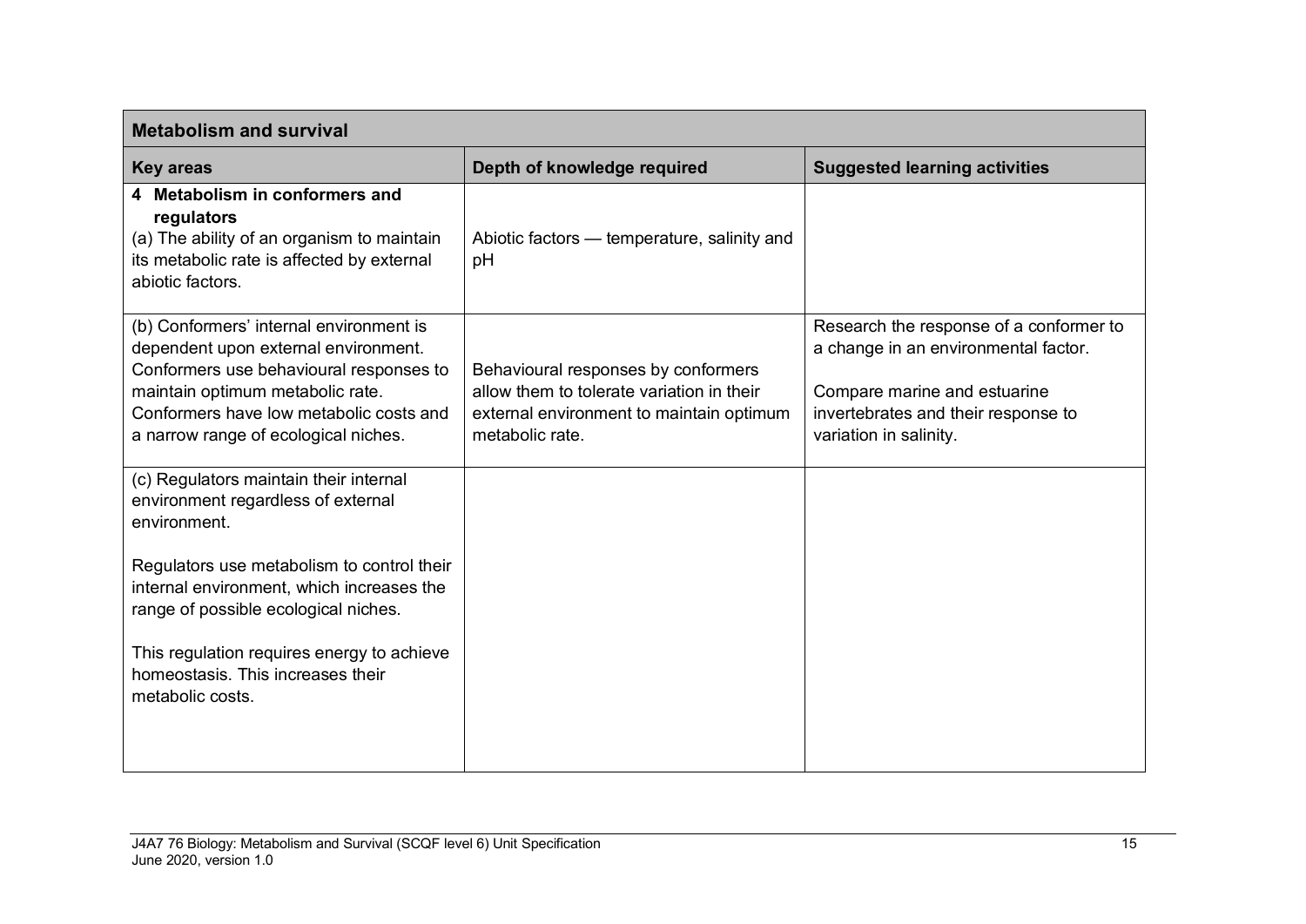| Metabolism and survival | | |
|---|---|---|
| **Key areas** | **Depth of knowledge required** | **Suggested learning activities** |
| **4 Metabolism in conformers and regulators**<br>(a) The ability of an organism to maintain its metabolic rate is affected by external abiotic factors. | Abiotic factors — temperature, salinity and pH | |
| (b) Conformers' internal environment is dependent upon external environment. Conformers use behavioural responses to maintain optimum metabolic rate. Conformers have low metabolic costs and a narrow range of ecological niches. | Behavioural responses by conformers allow them to tolerate variation in their external environment to maintain optimum metabolic rate. | Research the response of a conformer to a change in an environmental factor.<br><br>Compare marine and estuarine invertebrates and their response to variation in salinity. |
| (c) Regulators maintain their internal environment regardless of external environment.<br><br>Regulators use metabolism to control their internal environment, which increases the range of possible ecological niches.<br><br>This regulation requires energy to achieve homeostasis. This increases their metabolic costs. | | |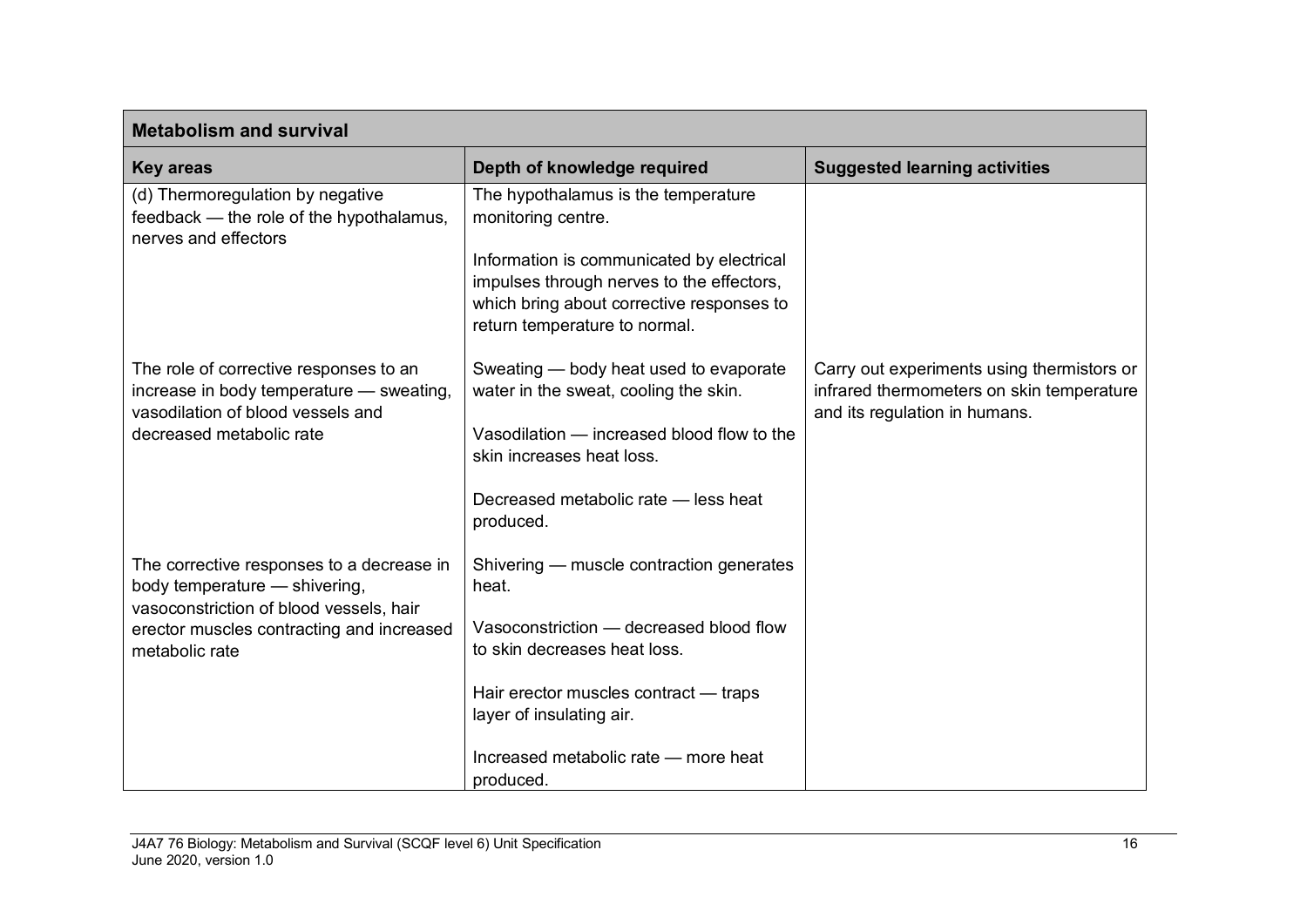| Metabolism and survival | | |
|---|---|---|
| **Key areas** | **Depth of knowledge required** | **Suggested learning activities** |
| (d) Thermoregulation by negative feedback — the role of the hypothalamus, nerves and effectors | The hypothalamus is the temperature monitoring centre.<br><br>Information is communicated by electrical impulses through nerves to the effectors, which bring about corrective responses to return temperature to normal. | |
| The role of corrective responses to an increase in body temperature — sweating, vasodilation of blood vessels and decreased metabolic rate | Sweating — body heat used to evaporate water in the sweat, cooling the skin.<br><br>Vasodilation — increased blood flow to the skin increases heat loss.<br><br>Decreased metabolic rate — less heat produced. | Carry out experiments using thermistors or infrared thermometers on skin temperature and its regulation in humans. |
| The corrective responses to a decrease in body temperature — shivering, vasoconstriction of blood vessels, hair erector muscles contracting and increased metabolic rate | Shivering — muscle contraction generates heat.<br><br>Vasoconstriction — decreased blood flow to skin decreases heat loss.<br><br>Hair erector muscles contract — traps layer of insulating air.<br><br>Increased metabolic rate — more heat produced. | |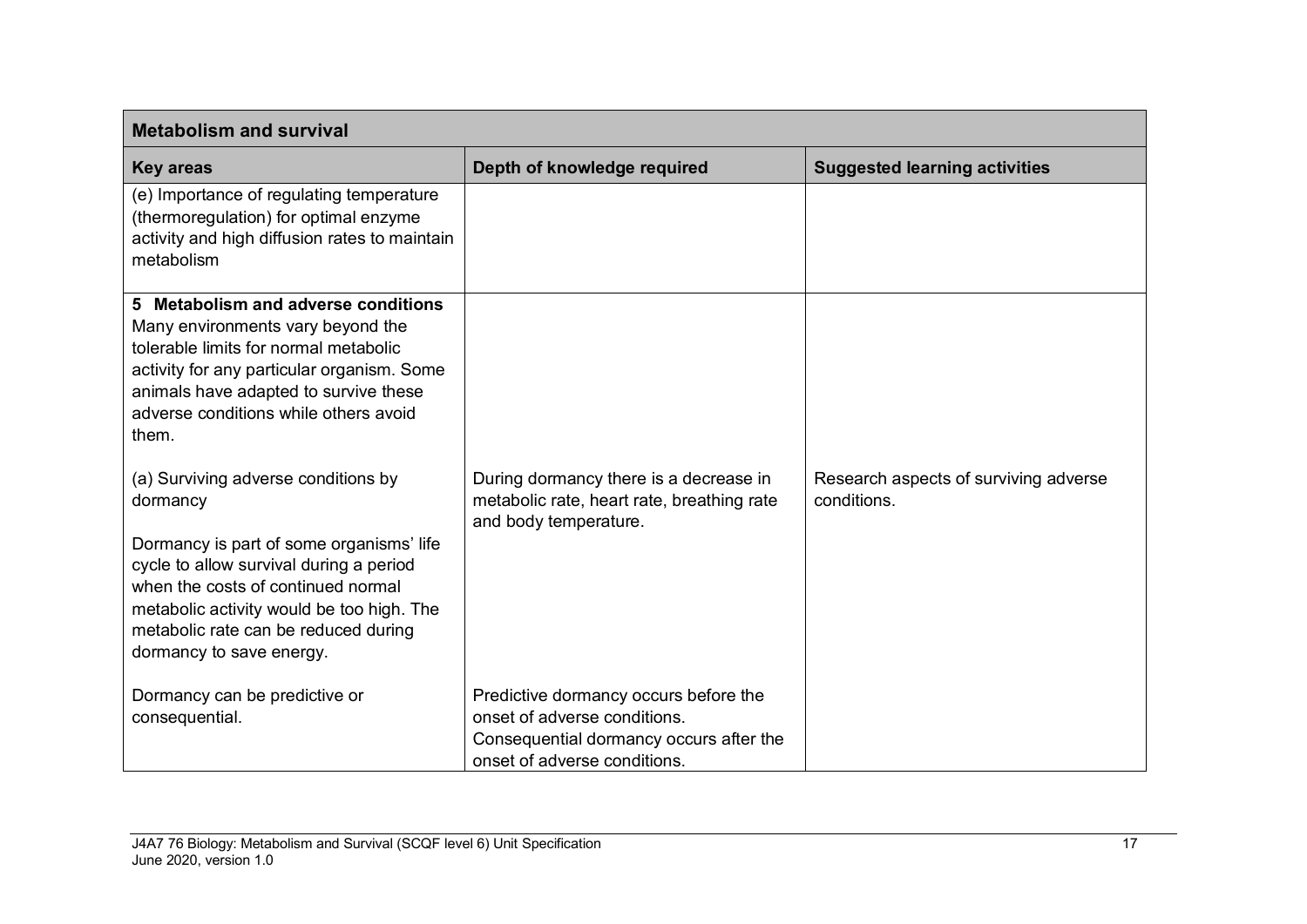| Metabolism and survival | | |
|---|---|---|
| **Key areas** | **Depth of knowledge required** | **Suggested learning activities** |
| (e) Importance of regulating temperature (thermoregulation) for optimal enzyme activity and high diffusion rates to maintain metabolism | | |
| **5 Metabolism and adverse conditions** Many environments vary beyond the tolerable limits for normal metabolic activity for any particular organism. Some animals have adapted to survive these adverse conditions while others avoid them. <br><br> (a) Surviving adverse conditions by dormancy <br><br> Dormancy is part of some organisms' life cycle to allow survival during a period when the costs of continued normal metabolic activity would be too high. The metabolic rate can be reduced during dormancy to save energy. <br><br> Dormancy can be predictive or consequential. | During dormancy there is a decrease in metabolic rate, heart rate, breathing rate and body temperature. <br><br> Predictive dormancy occurs before the onset of adverse conditions. Consequential dormancy occurs after the onset of adverse conditions. | Research aspects of surviving adverse conditions. |

J4A7 76 Biology: Metabolism and Survival (SCQF level 6) Unit Specification
June 2020, version 1.0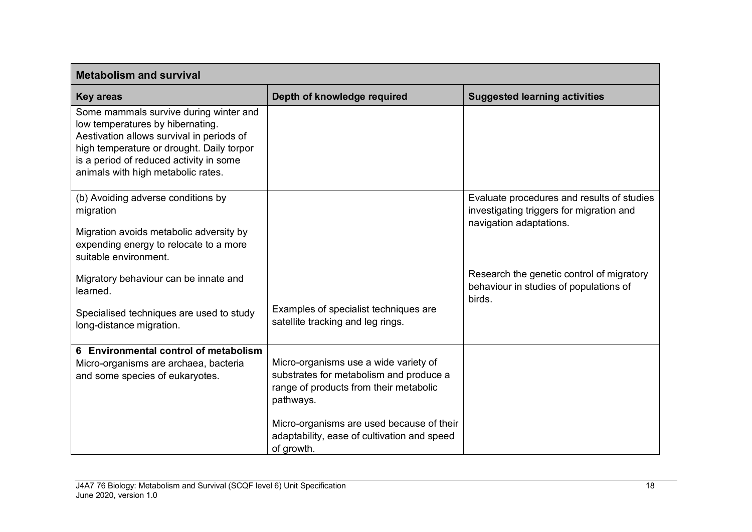| Metabolism and survival | | |
|---|---|---|
| **Key areas** | **Depth of knowledge required** | **Suggested learning activities** |
| Some mammals survive during winter and low temperatures by hibernating. Aestivation allows survival in periods of high temperature or drought. Daily torpor is a period of reduced activity in some animals with high metabolic rates. | | |
| (b) Avoiding adverse conditions by migration<br><br>Migration avoids metabolic adversity by expending energy to relocate to a more suitable environment.<br><br>Migratory behaviour can be innate and learned.<br><br>Specialised techniques are used to study long-distance migration. | Examples of specialist techniques are satellite tracking and leg rings. | Evaluate procedures and results of studies investigating triggers for migration and navigation adaptations.<br><br>Research the genetic control of migratory behaviour in studies of populations of birds. |
| **6 Environmental control of metabolism**<br>Micro-organisms are archaea, bacteria and some species of eukaryotes. | Micro-organisms use a wide variety of substrates for metabolism and produce a range of products from their metabolic pathways.<br><br>Micro-organisms are used because of their adaptability, ease of cultivation and speed of growth. | |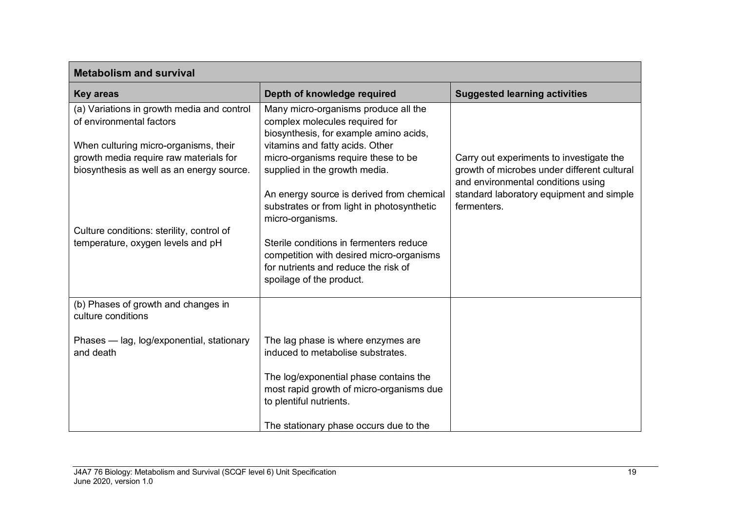| Metabolism and survival | | |
|---|---|---|
| **Key areas** | **Depth of knowledge required** | **Suggested learning activities** |
| (a) Variations in growth media and control of environmental factors<br><br>When culturing micro-organisms, their growth media require raw materials for biosynthesis as well as an energy source.<br><br>Culture conditions: sterility, control of temperature, oxygen levels and pH | Many micro-organisms produce all the complex molecules required for biosynthesis, for example amino acids, vitamins and fatty acids. Other micro-organisms require these to be supplied in the growth media.<br><br>An energy source is derived from chemical substrates or from light in photosynthetic micro-organisms.<br><br>Sterile conditions in fermenters reduce competition with desired micro-organisms for nutrients and reduce the risk of spoilage of the product. | Carry out experiments to investigate the growth of microbes under different cultural and environmental conditions using standard laboratory equipment and simple fermenters. |
| (b) Phases of growth and changes in culture conditions<br><br>Phases — lag, log/exponential, stationary and death | The lag phase is where enzymes are induced to metabolise substrates.<br><br>The log/exponential phase contains the most rapid growth of micro-organisms due to plentiful nutrients.<br><br>The stationary phase occurs due to the | |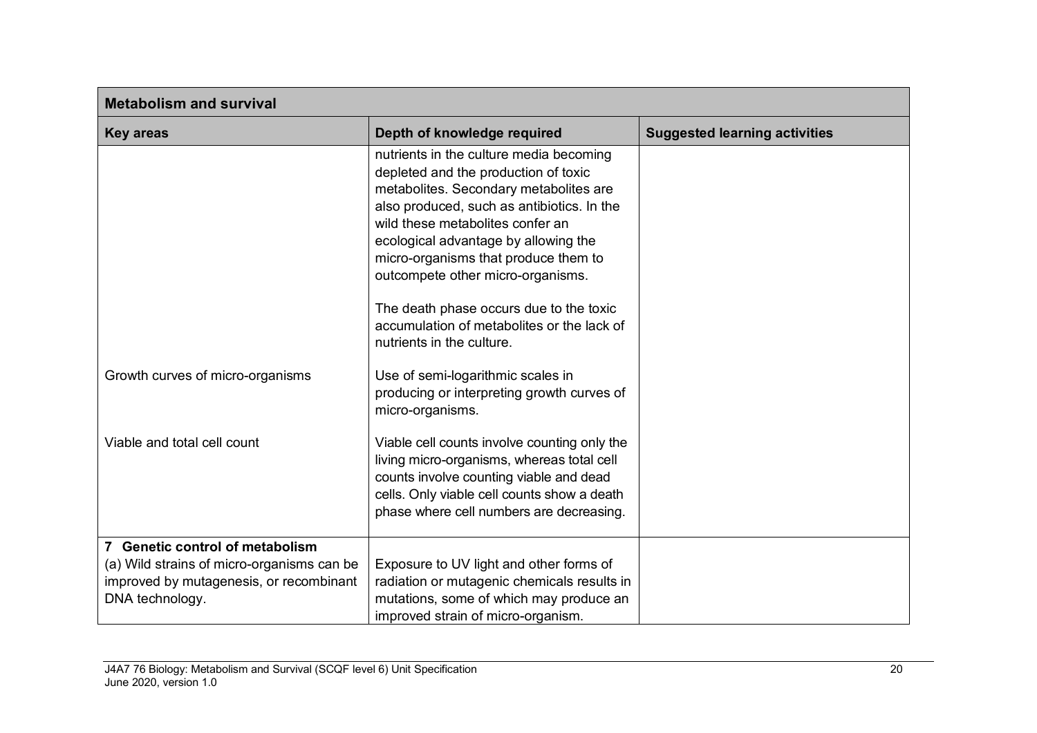| Metabolism and survival | | |
|---|---|---|
| **Key areas** | **Depth of knowledge required** | **Suggested learning activities** |
| | nutrients in the culture media becoming depleted and the production of toxic metabolites. Secondary metabolites are also produced, such as antibiotics. In the wild these metabolites confer an ecological advantage by allowing the micro-organisms that produce them to outcompete other micro-organisms.<br><br>The death phase occurs due to the toxic accumulation of metabolites or the lack of nutrients in the culture. | |
| Growth curves of micro-organisms | Use of semi-logarithmic scales in producing or interpreting growth curves of micro-organisms. | |
| Viable and total cell count | Viable cell counts involve counting only the living micro-organisms, whereas total cell counts involve counting viable and dead cells. Only viable cell counts show a death phase where cell numbers are decreasing. | |
| **7 Genetic control of metabolism**<br>(a) Wild strains of micro-organisms can be improved by mutagenesis, or recombinant DNA technology. | Exposure to UV light and other forms of radiation or mutagenic chemicals results in mutations, some of which may produce an improved strain of micro-organism. | |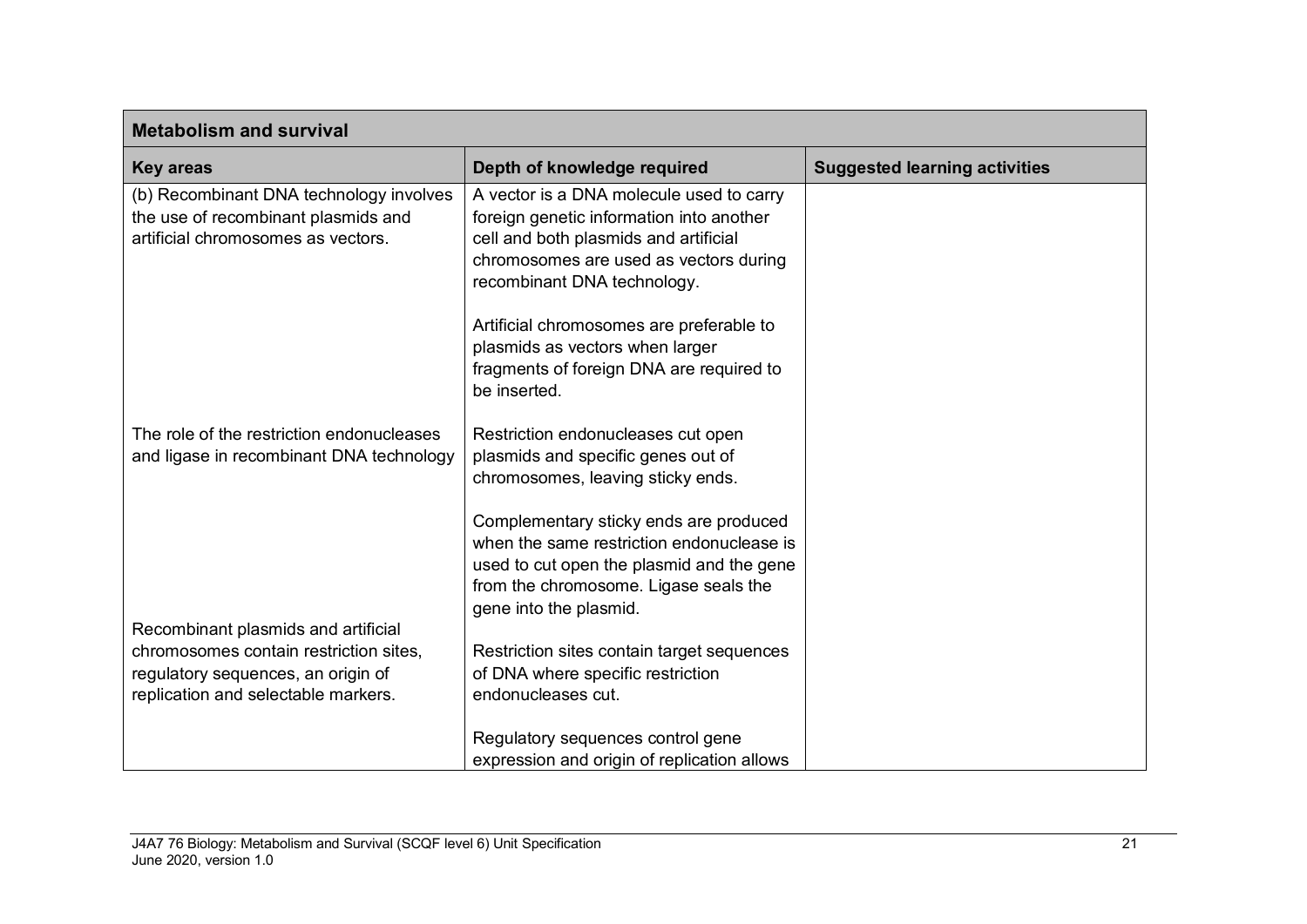| Metabolism and survival | | |
|---|---|---|
| **Key areas** | **Depth of knowledge required** | **Suggested learning activities** |
| (b) Recombinant DNA technology involves the use of recombinant plasmids and artificial chromosomes as vectors. | A vector is a DNA molecule used to carry foreign genetic information into another cell and both plasmids and artificial chromosomes are used as vectors during recombinant DNA technology.<br><br>Artificial chromosomes are preferable to plasmids as vectors when larger fragments of foreign DNA are required to be inserted. | |
| The role of the restriction endonucleases and ligase in recombinant DNA technology | Restriction endonucleases cut open plasmids and specific genes out of chromosomes, leaving sticky ends.<br><br>Complementary sticky ends are produced when the same restriction endonuclease is used to cut open the plasmid and the gene from the chromosome. Ligase seals the gene into the plasmid. | |
| Recombinant plasmids and artificial chromosomes contain restriction sites, regulatory sequences, an origin of replication and selectable markers. | Restriction sites contain target sequences of DNA where specific restriction endonucleases cut.<br><br>Regulatory sequences control gene expression and origin of replication allows | |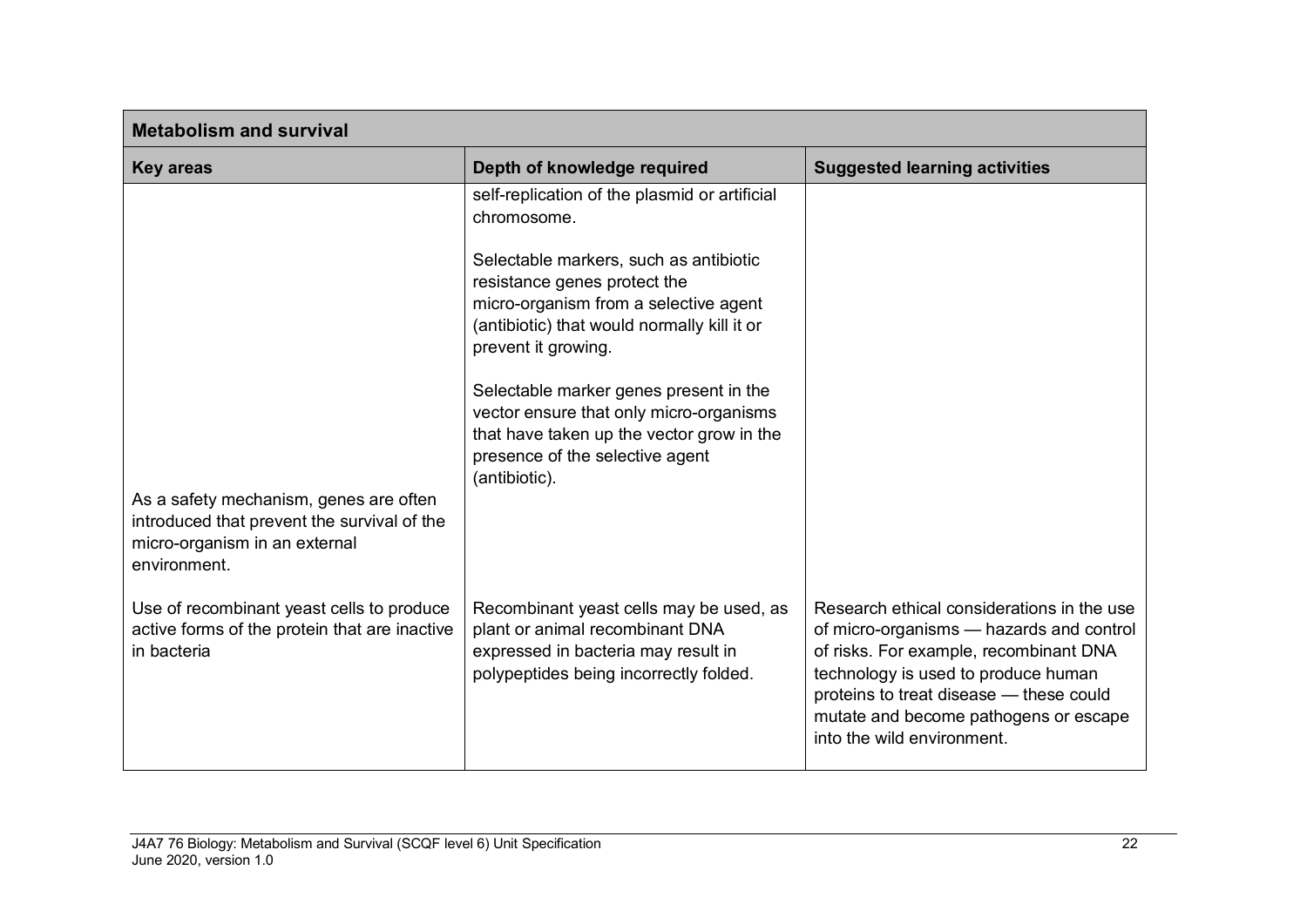| Metabolism and survival | | |
|---|---|---|
| **Key areas** | **Depth of knowledge required** | **Suggested learning activities** |
| As a safety mechanism, genes are often introduced that prevent the survival of the micro-organism in an external environment. | self-replication of the plasmid or artificial chromosome.<br><br>Selectable markers, such as antibiotic resistance genes protect the micro-organism from a selective agent (antibiotic) that would normally kill it or prevent it growing.<br><br>Selectable marker genes present in the vector ensure that only micro-organisms that have taken up the vector grow in the presence of the selective agent (antibiotic). | |
| Use of recombinant yeast cells to produce active forms of the protein that are inactive in bacteria | Recombinant yeast cells may be used, as plant or animal recombinant DNA expressed in bacteria may result in polypeptides being incorrectly folded. | Research ethical considerations in the use of micro-organisms — hazards and control of risks. For example, recombinant DNA technology is used to produce human proteins to treat disease — these could mutate and become pathogens or escape into the wild environment. |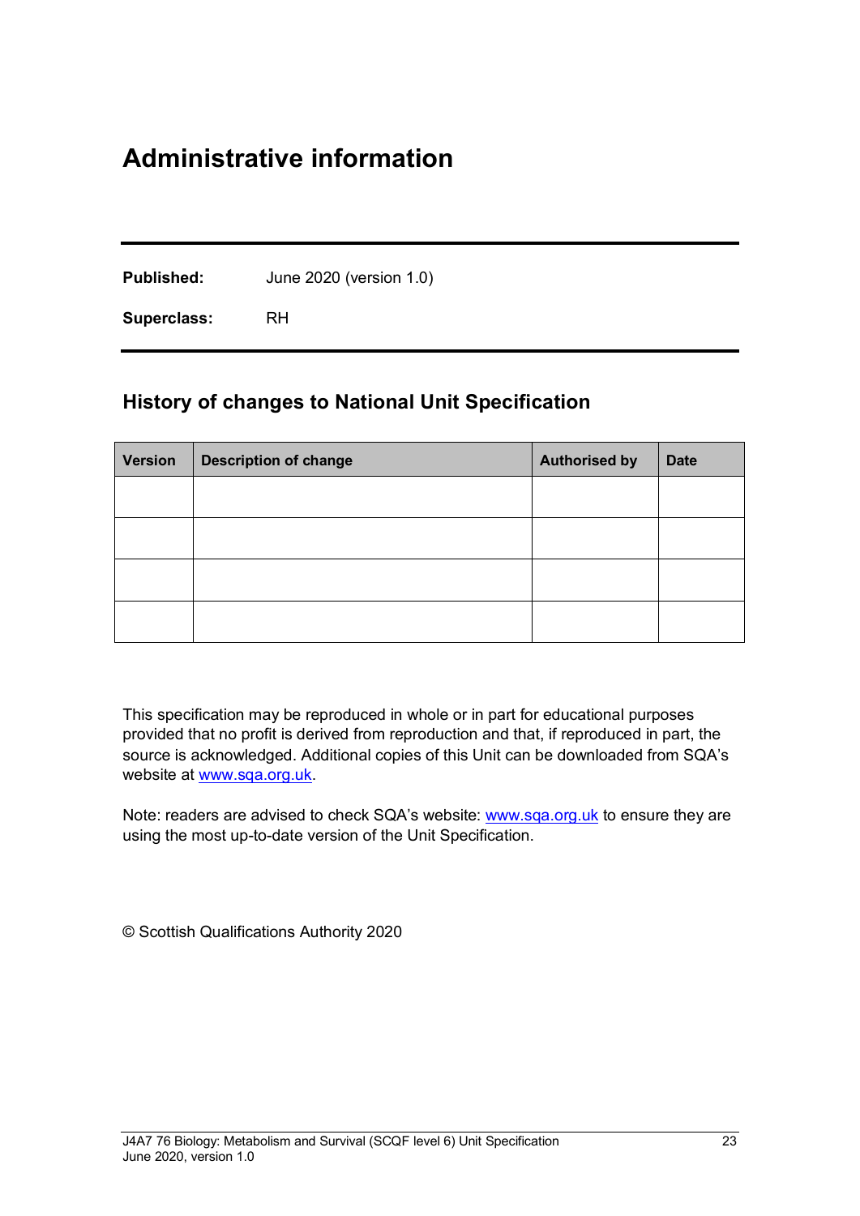# Administrative information

**Published:** June 2020 (version 1.0)

**Superclass:** RH

## History of changes to National Unit Specification

| Version | Description of change | Authorised by | Date |
|---|---|---|---|
| | | | |
| | | | |
| | | | |
| | | | |

This specification may be reproduced in whole or in part for educational purposes provided that no profit is derived from reproduction and that, if reproduced in part, the source is acknowledged. Additional copies of this Unit can be downloaded from SQA's website at [www.sqa.org.uk](http://www.sqa.org.uk).

Note: readers are advised to check SQA's website: [www.sqa.org.uk](http://www.sqa.org.uk) to ensure they are using the most up-to-date version of the Unit Specification.

© Scottish Qualifications Authority 2020